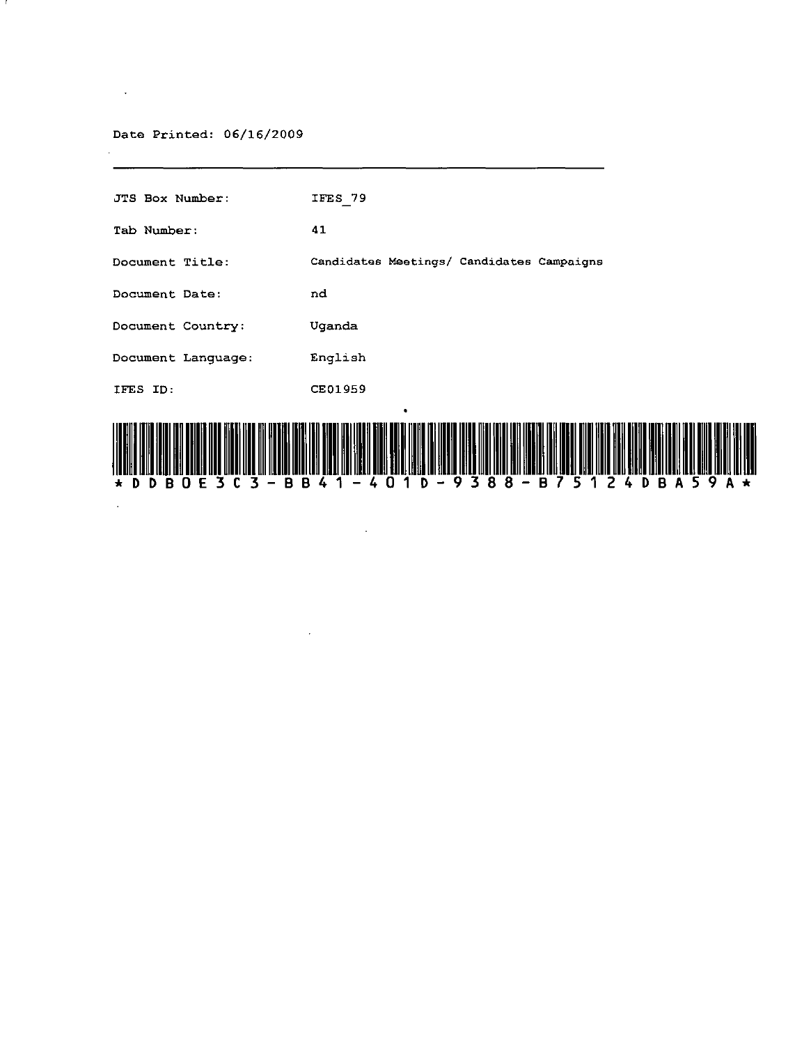Date Printed: 06/16/2009

---

| | |
|---|---|
| JTS Box Number: | IFES_79 |
| Tab Number: | 41 |
| Document Title: | Candidates Meetings/ Candidates Campaigns |
| Document Date: | nd |
| Document Country: | Uganda |
| Document Language: | English |
| IFES ID: | CE01959 |

*DDB0E3C3-BB41-401D-9388-B75124DBA59A*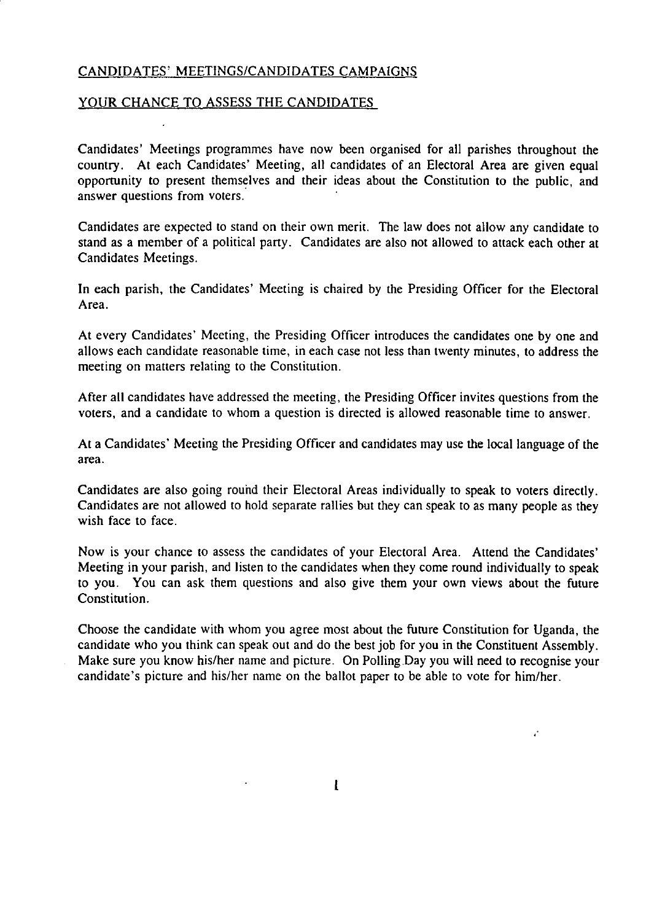## CANDIDATES' MEETINGS/CANDIDATES CAMPAIGNS

## YOUR CHANCE TO ASSESS THE CANDIDATES

Candidates' Meetings programmes have now been organised for all parishes throughout the country. At each Candidates' Meeting, all candidates of an Electoral Area are given equal opportunity to present themselves and their ideas about the Constitution to the public, and answer questions from voters.

Candidates are expected to stand on their own merit. The law does not allow any candidate to stand as a member of a political party. Candidates are also not allowed to attack each other at Candidates Meetings.

In each parish, the Candidates' Meeting is chaired by the Presiding Officer for the Electoral Area.

At every Candidates' Meeting, the Presiding Officer introduces the candidates one by one and allows each candidate reasonable time, in each case not less than twenty minutes, to address the meeting on matters relating to the Constitution.

After all candidates have addressed the meeting, the Presiding Officer invites questions from the voters, and a candidate to whom a question is directed is allowed reasonable time to answer.

At a Candidates' Meeting the Presiding Officer and candidates may use the local language of the area.

Candidates are also going round their Electoral Areas individually to speak to voters directly. Candidates are not allowed to hold separate rallies but they can speak to as many people as they wish face to face.

Now is your chance to assess the candidates of your Electoral Area. Attend the Candidates' Meeting in your parish, and listen to the candidates when they come round individually to speak to you. You can ask them questions and also give them your own views about the future Constitution.

Choose the candidate with whom you agree most about the future Constitution for Uganda, the candidate who you think can speak out and do the best job for you in the Constituent Assembly. Make sure you know his/her name and picture. On Polling Day you will need to recognise your candidate's picture and his/her name on the ballot paper to be able to vote for him/her.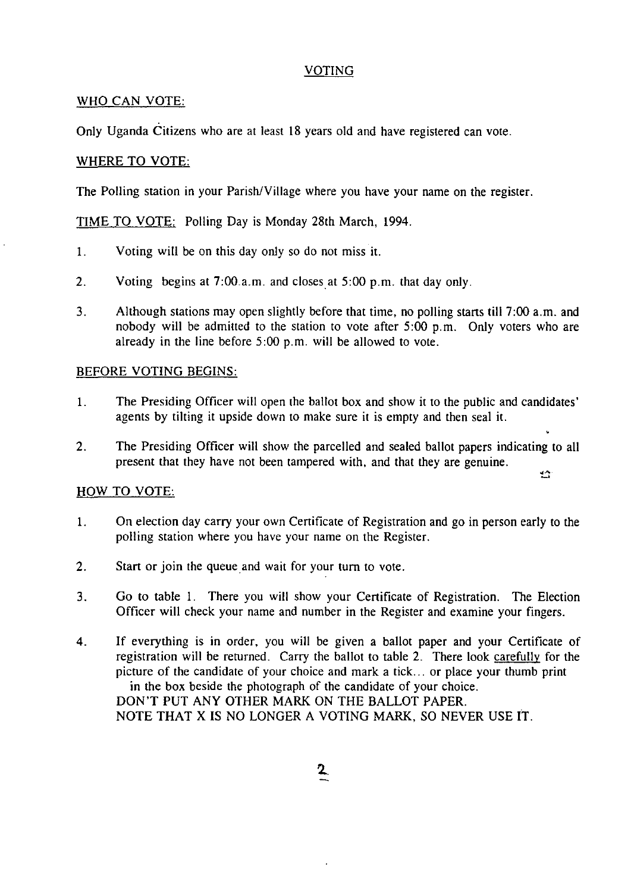## VOTING

### WHO CAN VOTE:

Only Uganda Citizens who are at least 18 years old and have registered can vote.

### WHERE TO VOTE:

The Polling station in your Parish/Village where you have your name on the register.

TIME TO VOTE: Polling Day is Monday 28th March, 1994.

1. Voting will be on this day only so do not miss it.
2. Voting begins at 7:00 a.m. and closes at 5:00 p.m. that day only.
3. Although stations may open slightly before that time, no polling starts till 7:00 a.m. and nobody will be admitted to the station to vote after 5:00 p.m. Only voters who are already in the line before 5:00 p.m. will be allowed to vote.

### BEFORE VOTING BEGINS:

1. The Presiding Officer will open the ballot box and show it to the public and candidates' agents by tilting it upside down to make sure it is empty and then seal it.
2. The Presiding Officer will show the parcelled and sealed ballot papers indicating to all present that they have not been tampered with, and that they are genuine.

### HOW TO VOTE:

1. On election day carry your own Certificate of Registration and go in person early to the polling station where you have your name on the Register.
2. Start or join the queue and wait for your turn to vote.
3. Go to table 1. There you will show your Certificate of Registration. The Election Officer will check your name and number in the Register and examine your fingers.
4. If everything is in order, you will be given a ballot paper and your Certificate of registration will be returned. Carry the ballot to table 2. There look carefully for the picture of the candidate of your choice and mark a tick... or place your thumb print in the box beside the photograph of the candidate of your choice.
   DON'T PUT ANY OTHER MARK ON THE BALLOT PAPER.
   NOTE THAT X IS NO LONGER A VOTING MARK, SO NEVER USE IT.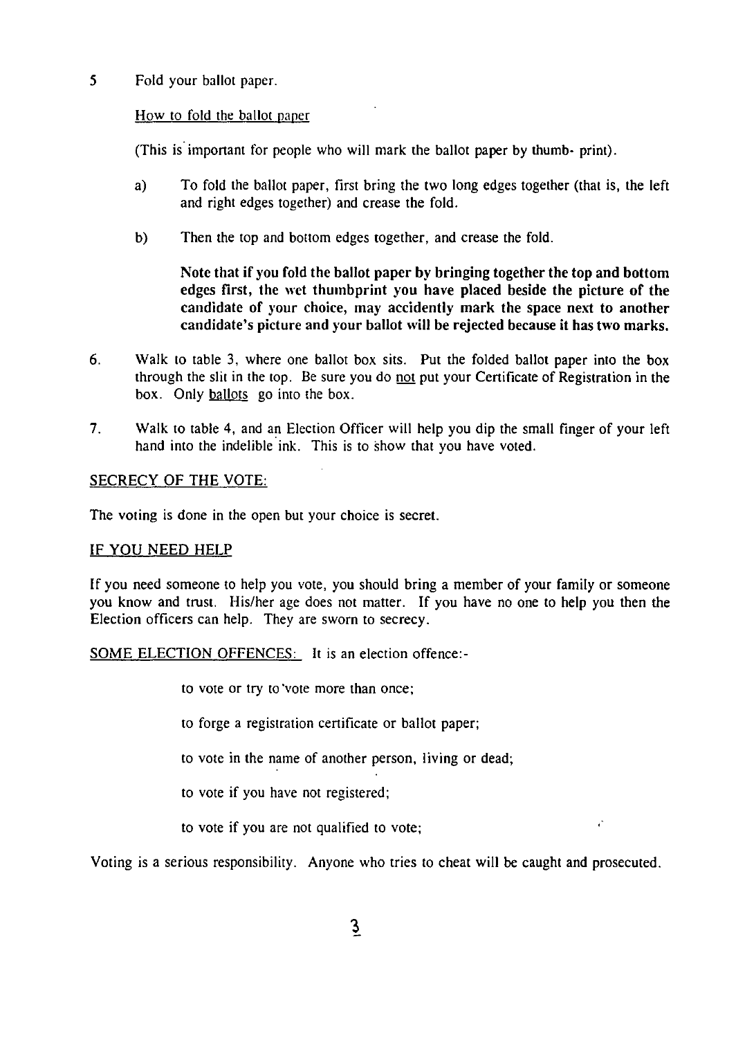5 Fold your ballot paper.

How to fold the ballot paper

(This is important for people who will mark the ballot paper by thumb- print).

a) To fold the ballot paper, first bring the two long edges together (that is, the left and right edges together) and crease the fold.

b) Then the top and bottom edges together, and crease the fold.

**Note that if you fold the ballot paper by bringing together the top and bottom edges first, the wet thumbprint you have placed beside the picture of the candidate of your choice, may accidently mark the space next to another candidate's picture and your ballot will be rejected because it has two marks.**

6. Walk to table 3, where one ballot box sits. Put the folded ballot paper into the box through the slit in the top. Be sure you do not put your Certificate of Registration in the box. Only ballots go into the box.

7. Walk to table 4, and an Election Officer will help you dip the small finger of your left hand into the indelible ink. This is to show that you have voted.

SECRECY OF THE VOTE:

The voting is done in the open but your choice is secret.

IF YOU NEED HELP

If you need someone to help you vote, you should bring a member of your family or someone you know and trust. His/her age does not matter. If you have no one to help you then the Election officers can help. They are sworn to secrecy.

SOME ELECTION OFFENCES: It is an election offence:-

- to vote or try to vote more than once;
- to forge a registration certificate or ballot paper;
- to vote in the name of another person, living or dead;
- to vote if you have not registered;
- to vote if you are not qualified to vote;

Voting is a serious responsibility. Anyone who tries to cheat will be caught and prosecuted.